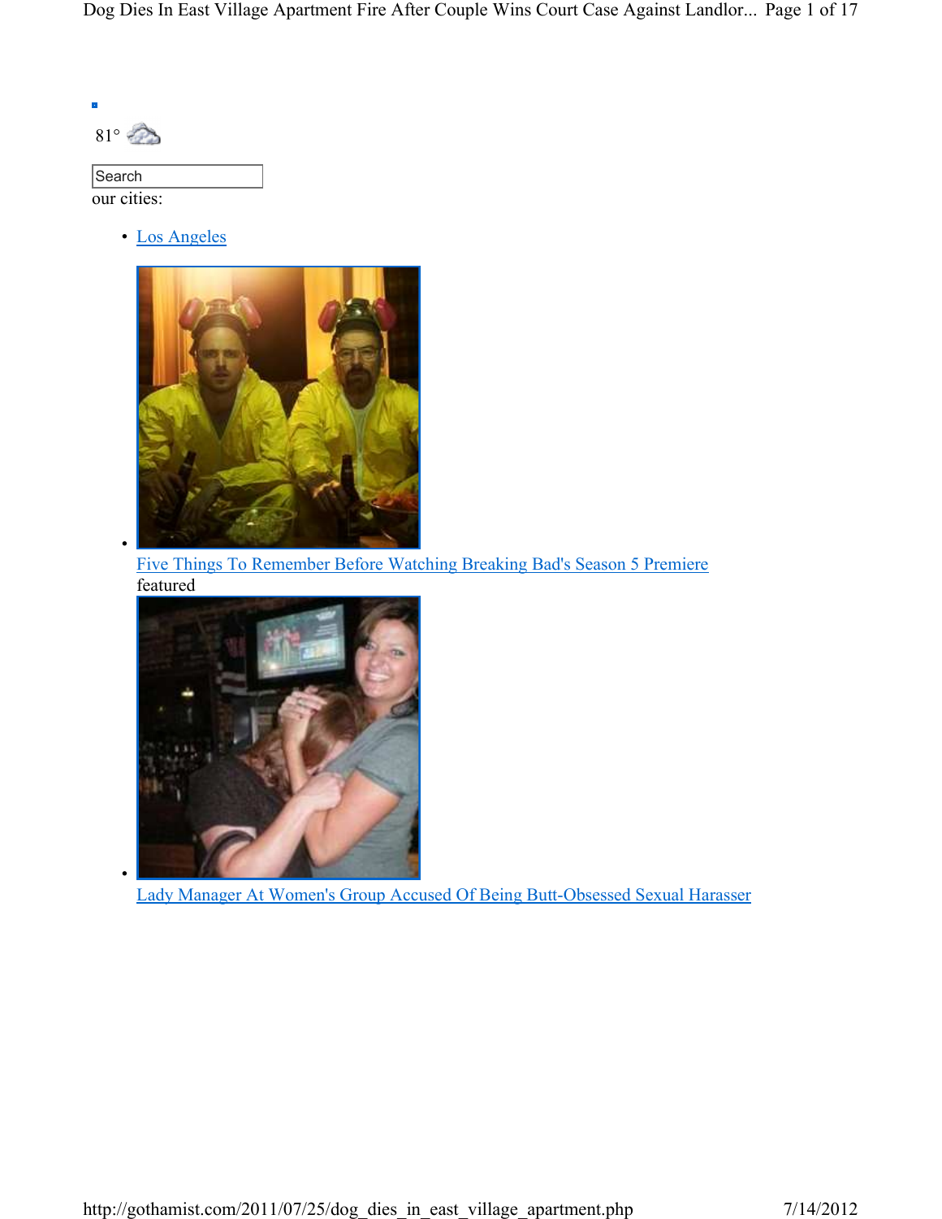81°

Search

our cities:

- Los Angeles

- Five Things To Remember Before Watching Breaking Bad's Season 5 Premiere

featured

- Lady Manager At Women's Group Accused Of Being Butt-Obsessed Sexual Harasser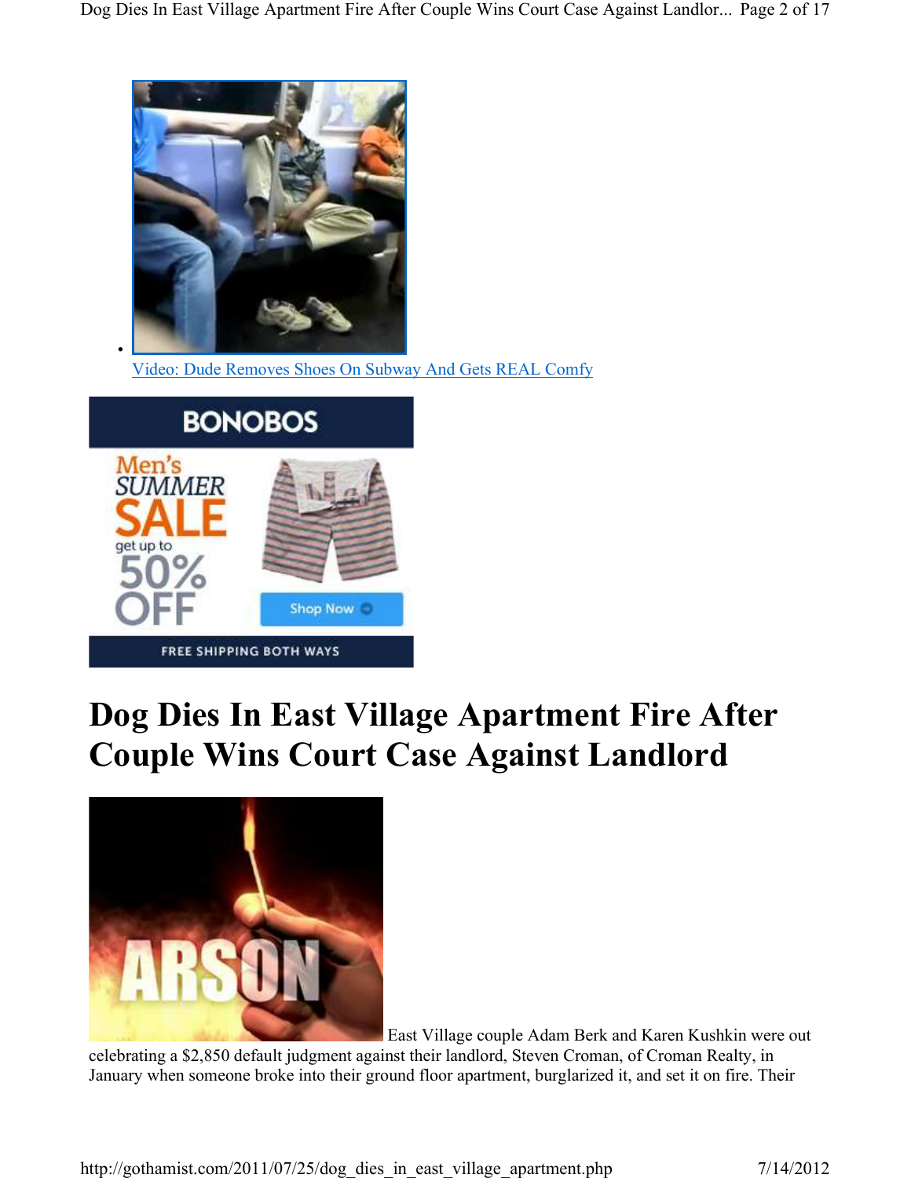- [Video: Dude Removes Shoes On Subway And Gets REAL Comfy]

# Dog Dies In East Village Apartment Fire After Couple Wins Court Case Against Landlord

East Village couple Adam Berk and Karen Kushkin were out celebrating a $2,850 default judgment against their landlord, Steven Croman, of Croman Realty, in January when someone broke into their ground floor apartment, burglarized it, and set it on fire. Their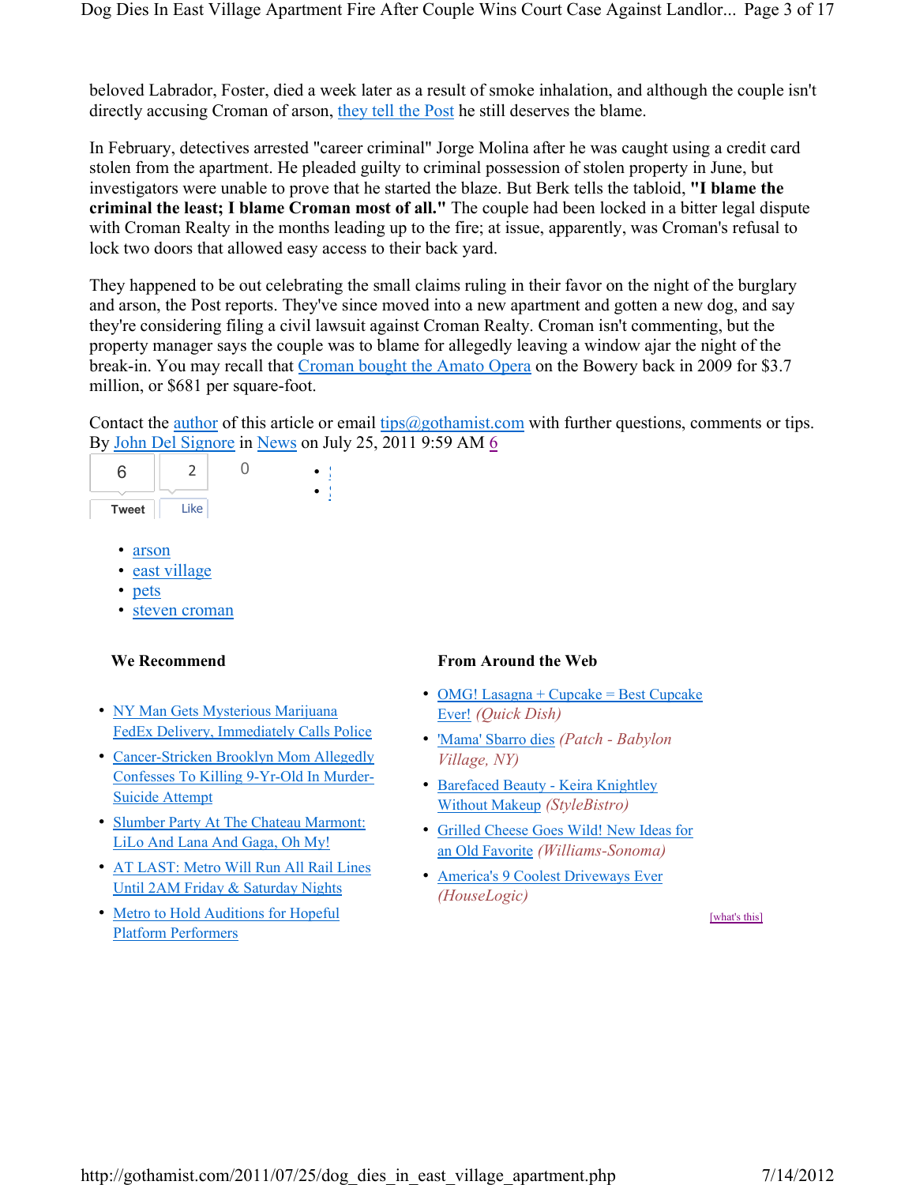beloved Labrador, Foster, died a week later as a result of smoke inhalation, and although the couple isn't directly accusing Croman of arson, they tell the Post he still deserves the blame.

In February, detectives arrested "career criminal" Jorge Molina after he was caught using a credit card stolen from the apartment. He pleaded guilty to criminal possession of stolen property in June, but investigators were unable to prove that he started the blaze. But Berk tells the tabloid, **"I blame the criminal the least; I blame Croman most of all."** The couple had been locked in a bitter legal dispute with Croman Realty in the months leading up to the fire; at issue, apparently, was Croman's refusal to lock two doors that allowed easy access to their back yard.

They happened to be out celebrating the small claims ruling in their favor on the night of the burglary and arson, the Post reports. They've since moved into a new apartment and gotten a new dog, and say they're considering filing a civil lawsuit against Croman Realty. Croman isn't commenting, but the property manager says the couple was to blame for allegedly leaving a window ajar the night of the break-in. You may recall that Croman bought the Amato Opera on the Bowery back in 2009 for $3.7 million, or $681 per square-foot.

Contact the author of this article or email tips@gothamist.com with further questions, comments or tips.
By John Del Signore in News on July 25, 2011 9:59 AM 6

6 Tweet | 2 Like | 0

- arson
- east village
- pets
- steven croman

**We Recommend**

- NY Man Gets Mysterious Marijuana FedEx Delivery, Immediately Calls Police
- Cancer-Stricken Brooklyn Mom Allegedly Confesses To Killing 9-Yr-Old In Murder-Suicide Attempt
- Slumber Party At The Chateau Marmont: LiLo And Lana And Gaga, Oh My!
- AT LAST: Metro Will Run All Rail Lines Until 2AM Friday & Saturday Nights
- Metro to Hold Auditions for Hopeful Platform Performers

**From Around the Web**

- OMG! Lasagna + Cupcake = Best Cupcake Ever! *(Quick Dish)*
- 'Mama' Sbarro dies *(Patch - Babylon Village, NY)*
- Barefaced Beauty - Keira Knightley Without Makeup *(StyleBistro)*
- Grilled Cheese Goes Wild! New Ideas for an Old Favorite *(Williams-Sonoma)*
- America's 9 Coolest Driveways Ever *(HouseLogic)*

[what's this]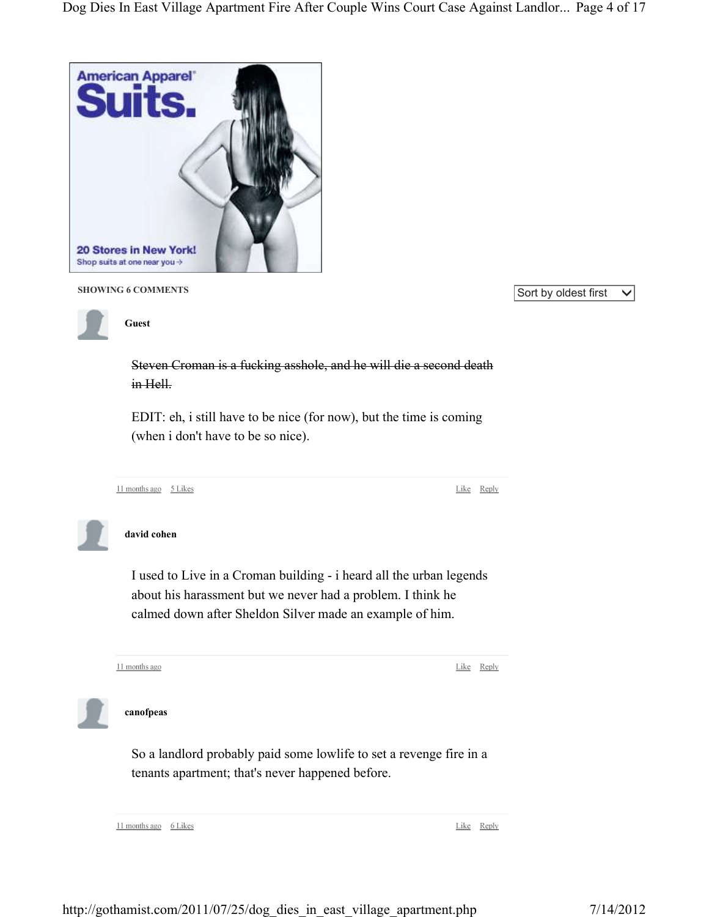American Apparel®

Suits.

20 Stores in New York!

Shop suits at one near you →

SHOWING 6 COMMENTS

Sort by oldest first

**Guest**

~~Steven Croman is a fucking asshole, and he will die a second death in Hell.~~

EDIT: eh, i still have to be nice (for now), but the time is coming (when i don't have to be so nice).

11 months ago 5 Likes Like Reply

**david cohen**

I used to Live in a Croman building - i heard all the urban legends about his harassment but we never had a problem. I think he calmed down after Sheldon Silver made an example of him.

11 months ago Like Reply

**canofpeas**

So a landlord probably paid some lowlife to set a revenge fire in a tenants apartment; that's never happened before.

11 months ago 6 Likes Like Reply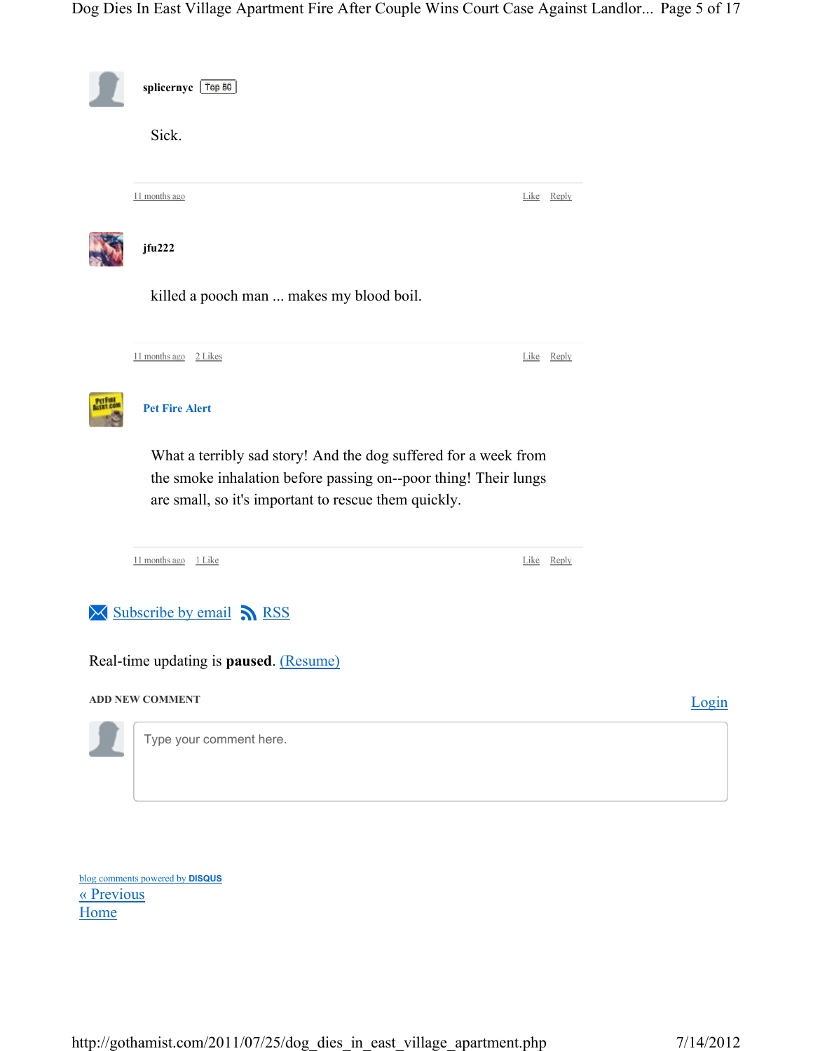**splicernyc** Top 50

Sick.

11 months ago Like Reply

**jfu222**

killed a pooch man ... makes my blood boil.

11 months ago 2 Likes Like Reply

**Pet Fire Alert**

What a terribly sad story! And the dog suffered for a week from the smoke inhalation before passing on--poor thing! Their lungs are small, so it's important to rescue them quickly.

11 months ago 1 Like Like Reply

Subscribe by email RSS

Real-time updating is **paused**. (Resume)

ADD NEW COMMENT Login

Type your comment here.

blog comments powered by DISQUS

« Previous

Home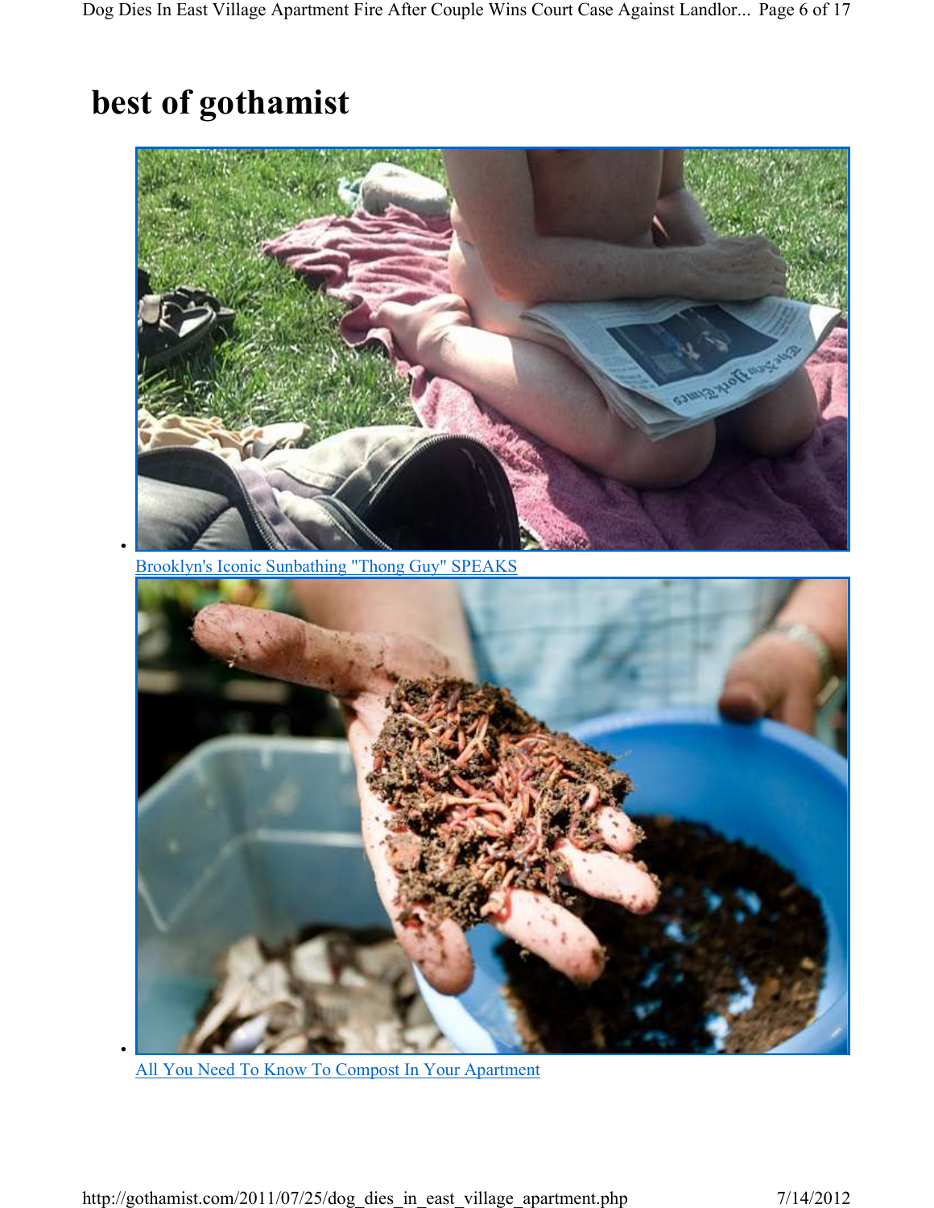# best of gothamist

- Brooklyn's Iconic Sunbathing "Thong Guy" SPEAKS
- All You Need To Know To Compost In Your Apartment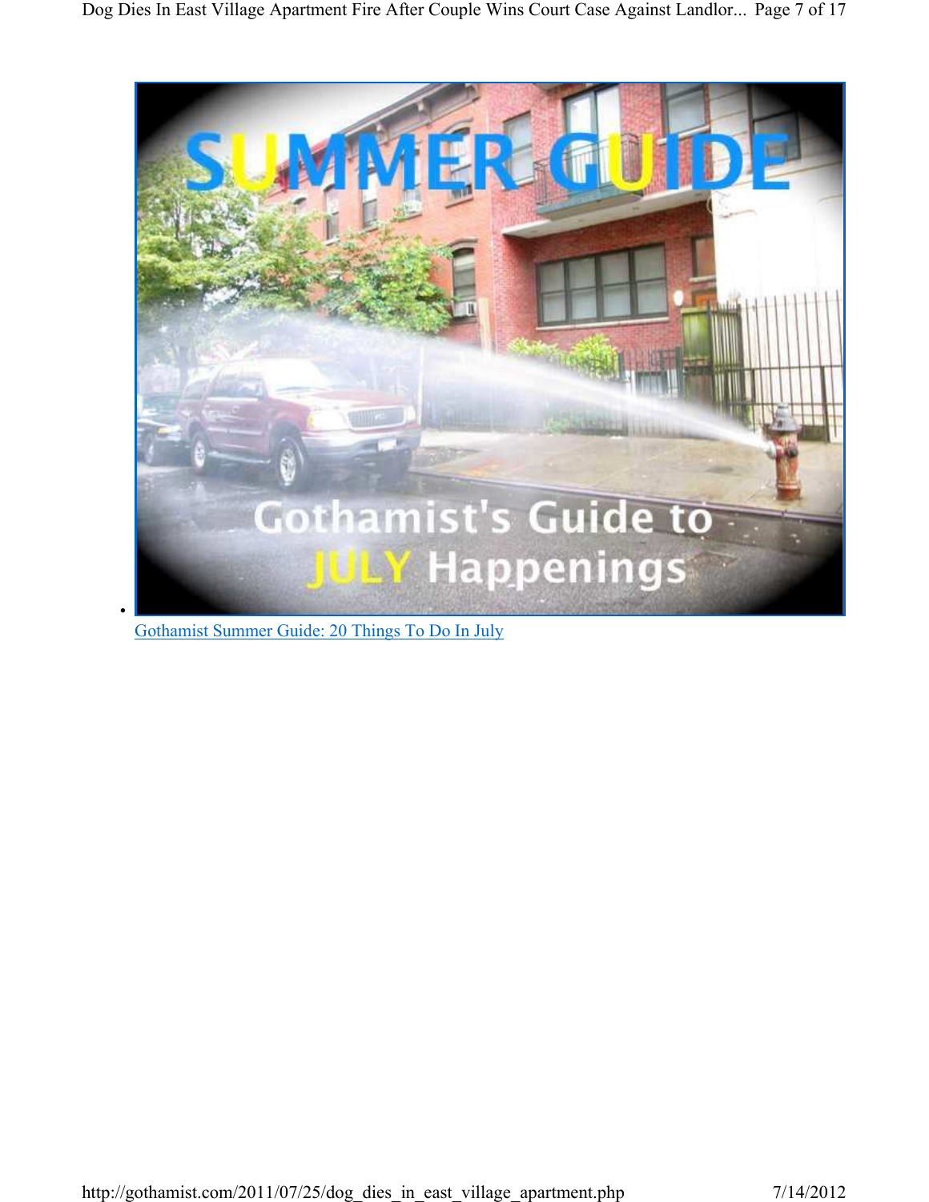- [Gothamist Summer Guide: 20 Things To Do In July](#)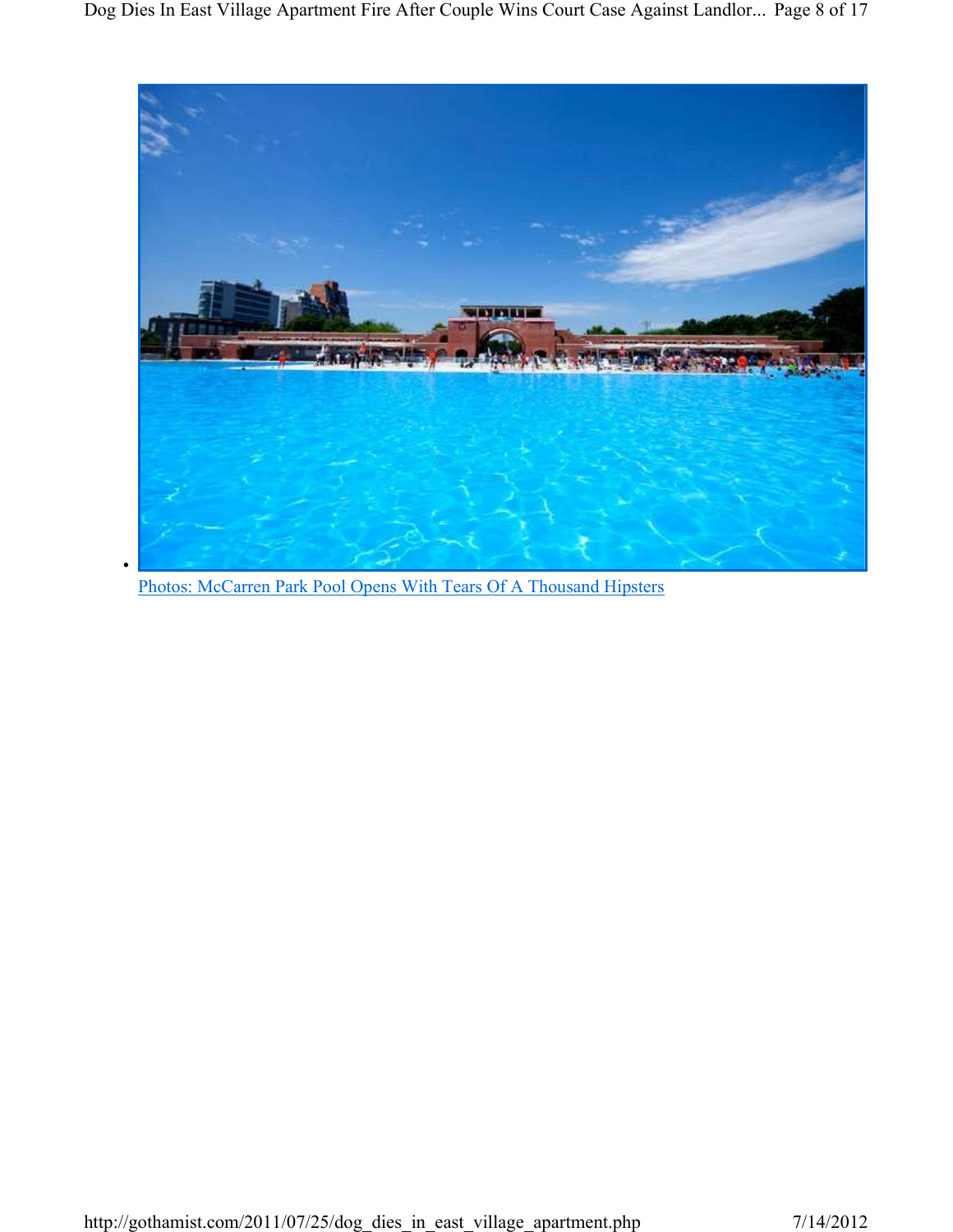- [Photos: McCarren Park Pool Opens With Tears Of A Thousand Hipsters]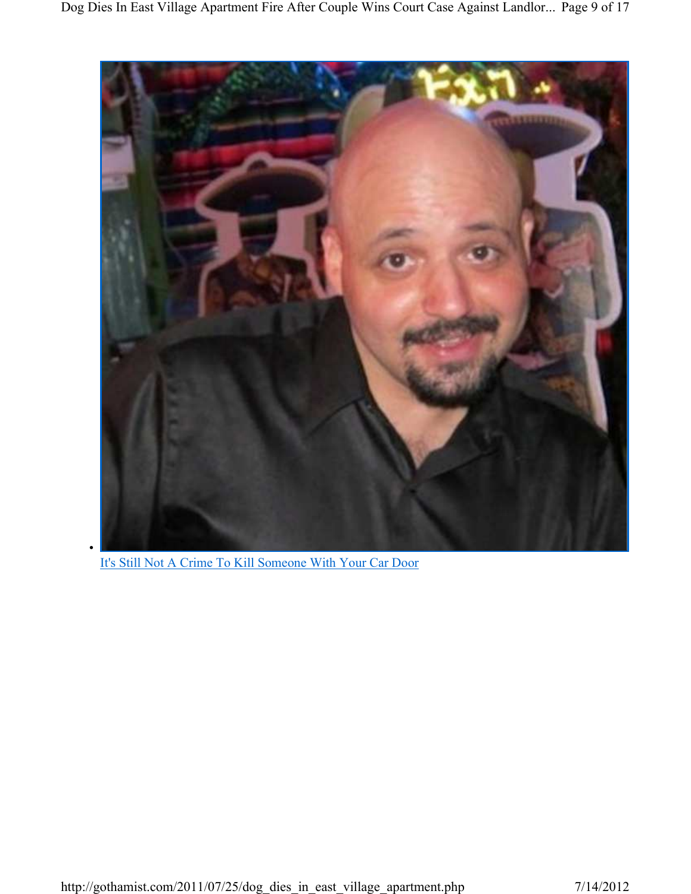- [It's Still Not A Crime To Kill Someone With Your Car Door]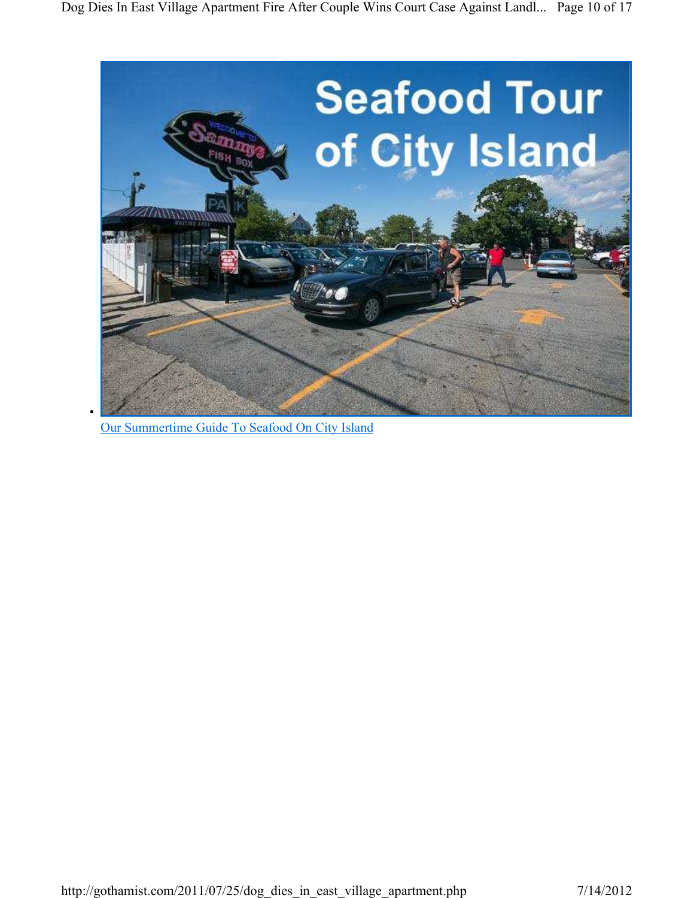- [Our Summertime Guide To Seafood On City Island]()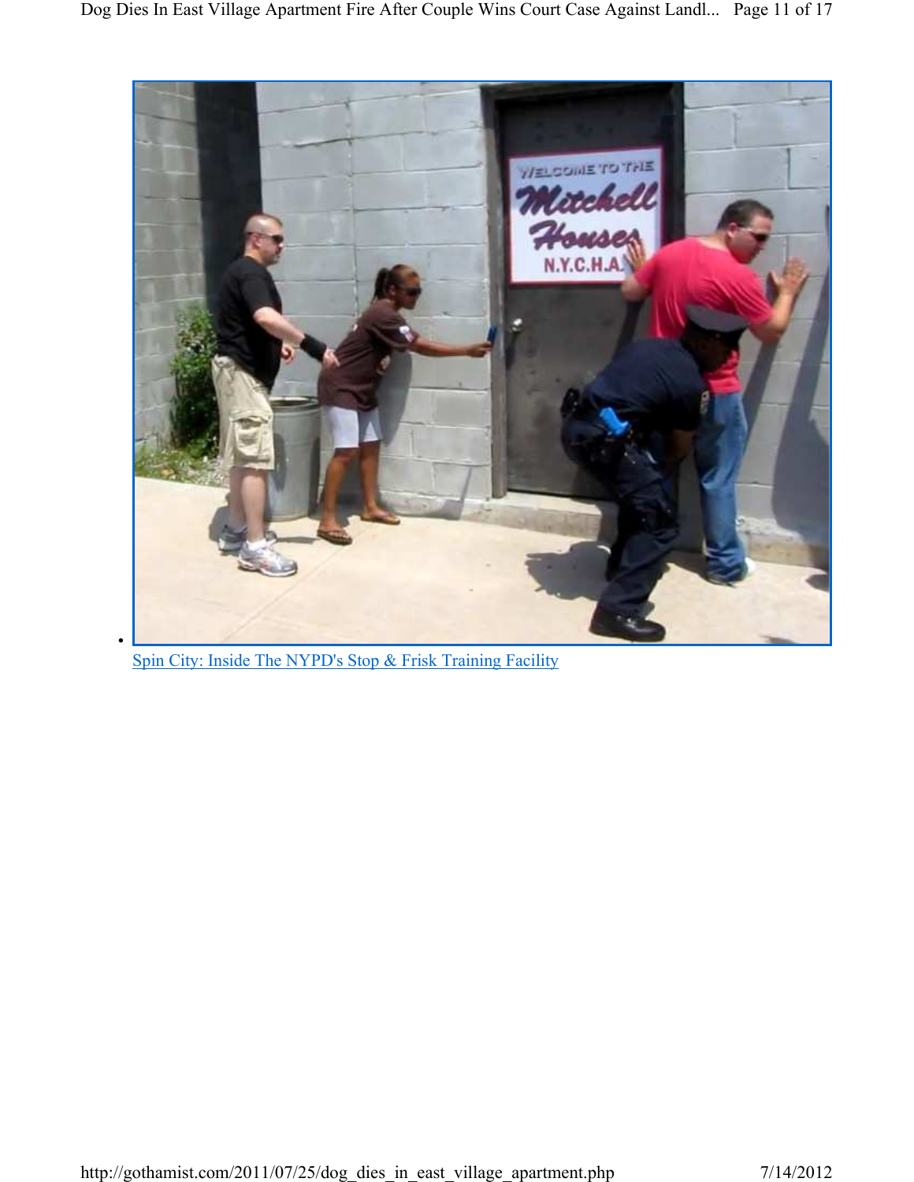- [Spin City: Inside The NYPD's Stop & Frisk Training Facility]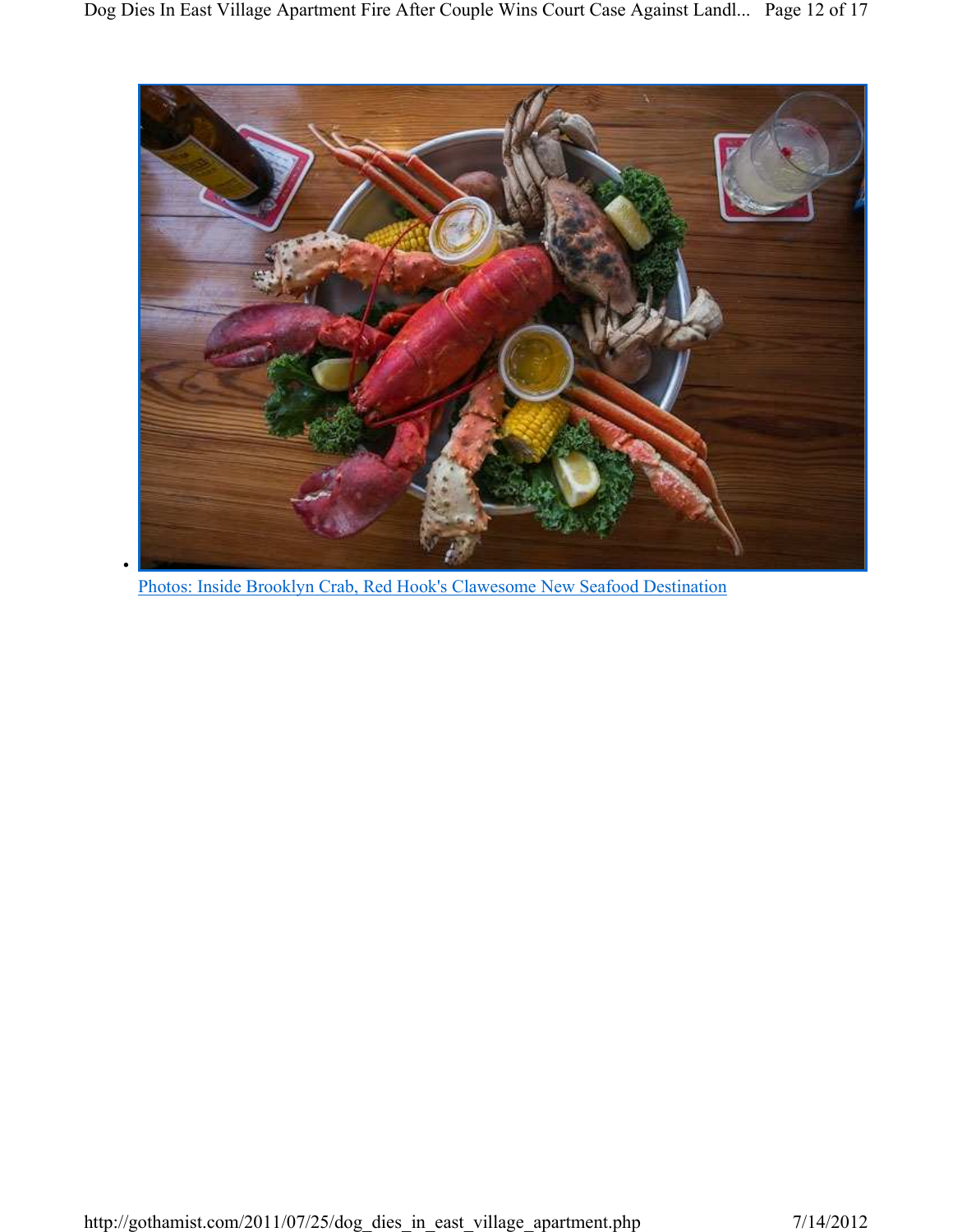- [Photos: Inside Brooklyn Crab, Red Hook's Clawesome New Seafood Destination]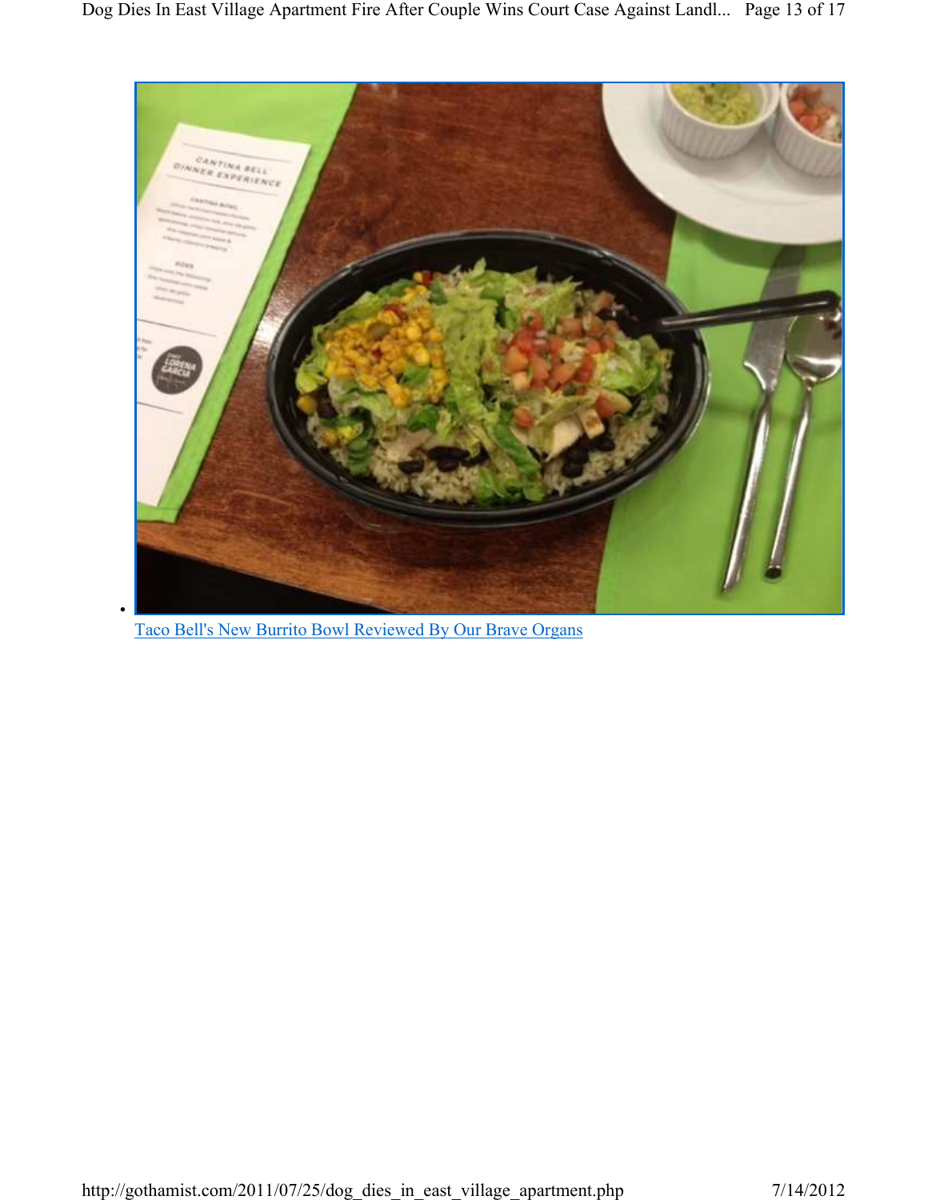- [Taco Bell's New Burrito Bowl Reviewed By Our Brave Organs]()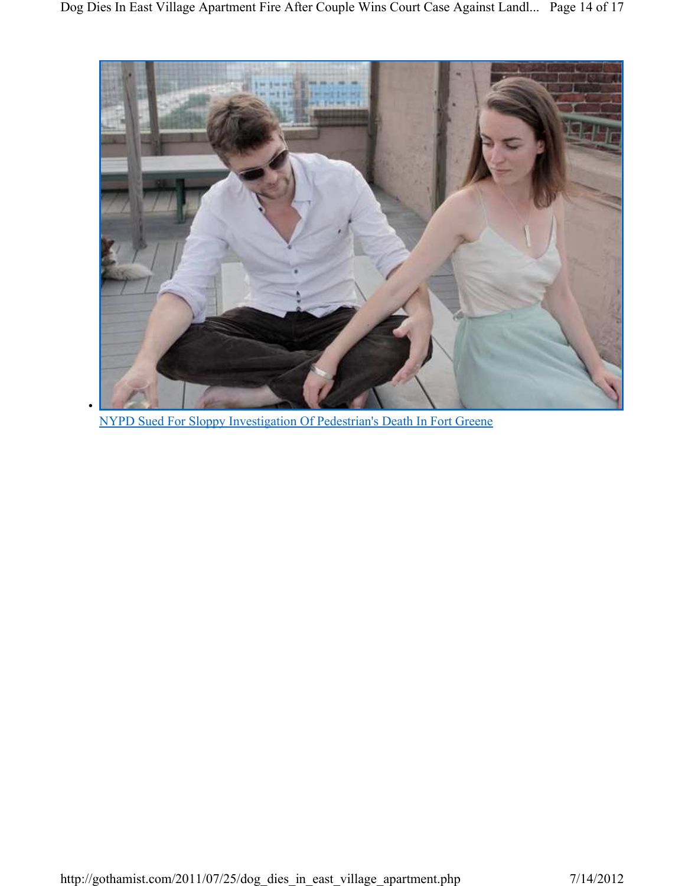- [NYPD Sued For Sloppy Investigation Of Pedestrian's Death In Fort Greene]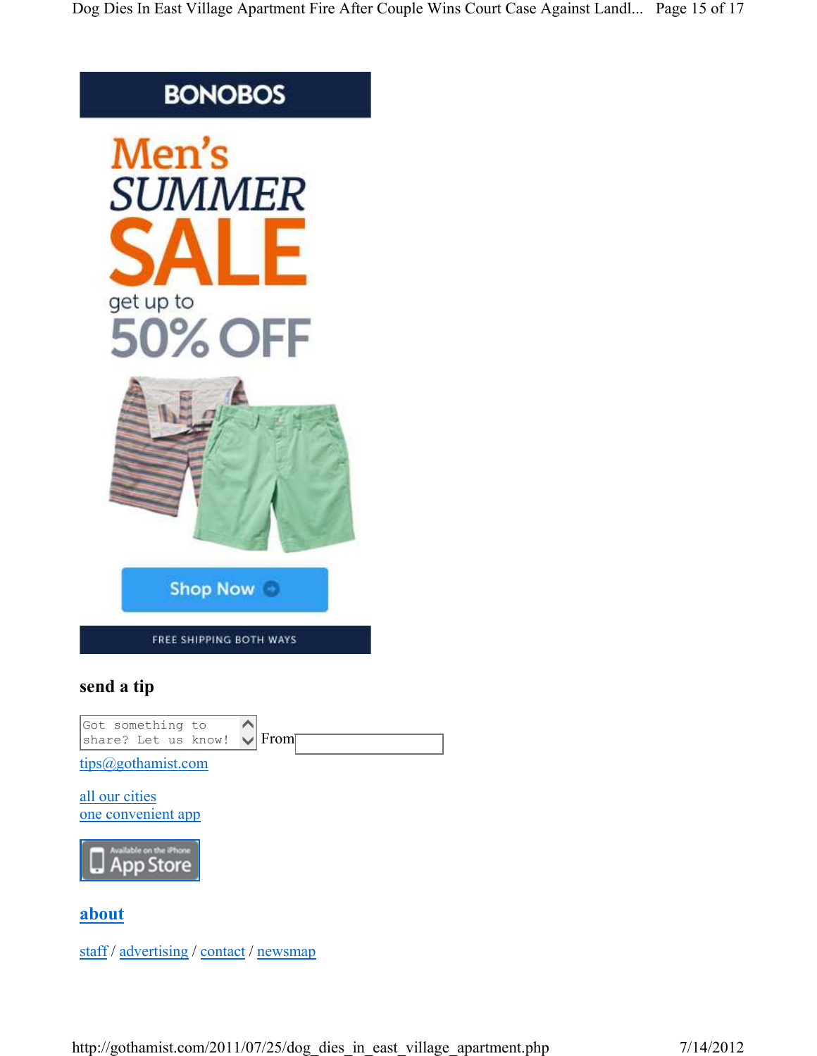BONOBOS

Men's SUMMER SALE get up to 50% OFF

Shop Now

FREE SHIPPING BOTH WAYS

### send a tip

Got something to share? Let us know! From

tips@gothamist.com

all our cities
one convenient app

Available on the iPhone App Store

### about

staff / advertising / contact / newsmap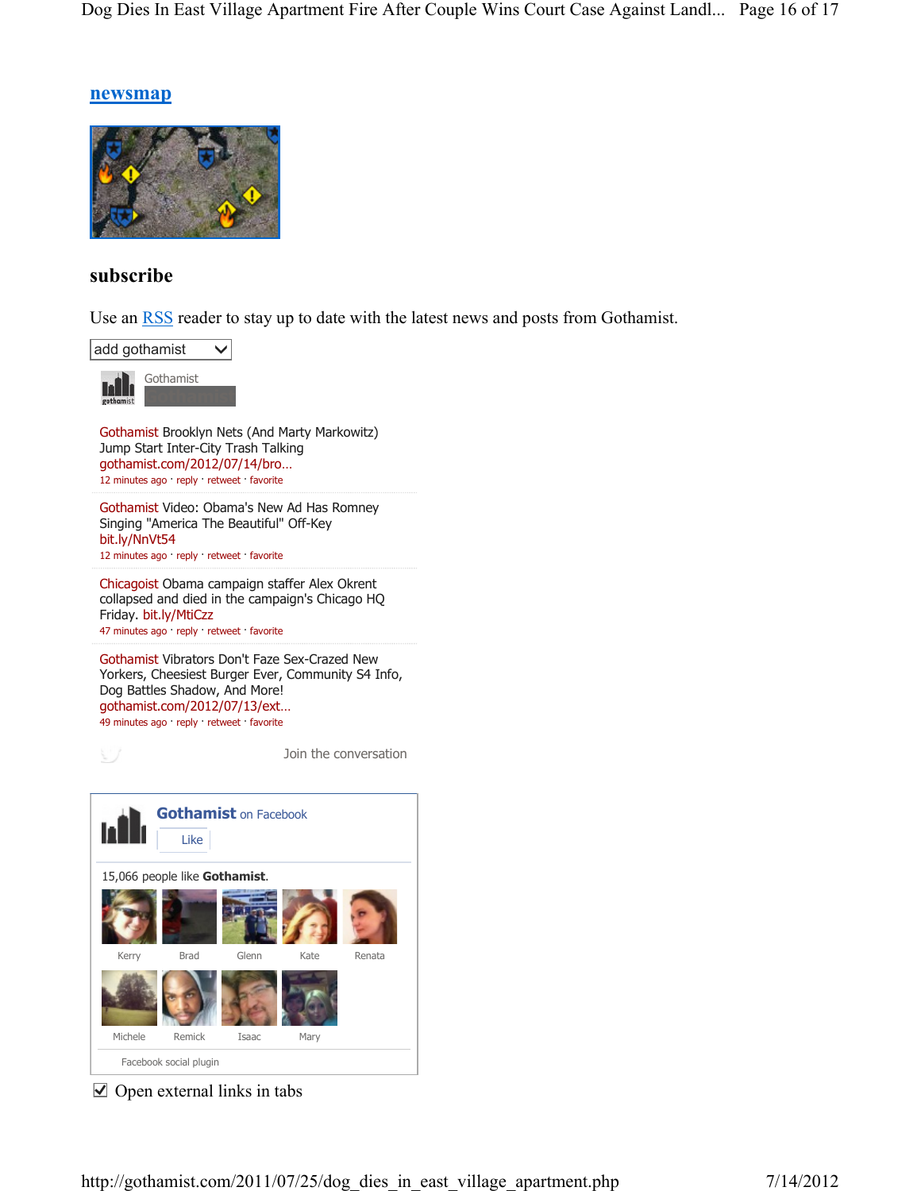## newsmap

## subscribe

Use an RSS reader to stay up to date with the latest news and posts from Gothamist.

add gothamist

Gothamist

Gothamist Brooklyn Nets (And Marty Markowitz) Jump Start Inter-City Trash Talking gothamist.com/2012/07/14/bro...
12 minutes ago · reply · retweet · favorite

Gothamist Video: Obama's New Ad Has Romney Singing "America The Beautiful" Off-Key bit.ly/NnVt54
12 minutes ago · reply · retweet · favorite

Chicagoist Obama campaign staffer Alex Okrent collapsed and died in the campaign's Chicago HQ Friday. bit.ly/MtiCzz
47 minutes ago · reply · retweet · favorite

Gothamist Vibrators Don't Faze Sex-Crazed New Yorkers, Cheesiest Burger Ever, Community S4 Info, Dog Battles Shadow, And More! gothamist.com/2012/07/13/ext...
49 minutes ago · reply · retweet · favorite

Join the conversation

**Gothamist** on Facebook

Like

15,066 people like **Gothamist**.

Kerry, Brad, Glenn, Kate, Renata, Michele, Remick, Isaac, Mary

Facebook social plugin

☑ Open external links in tabs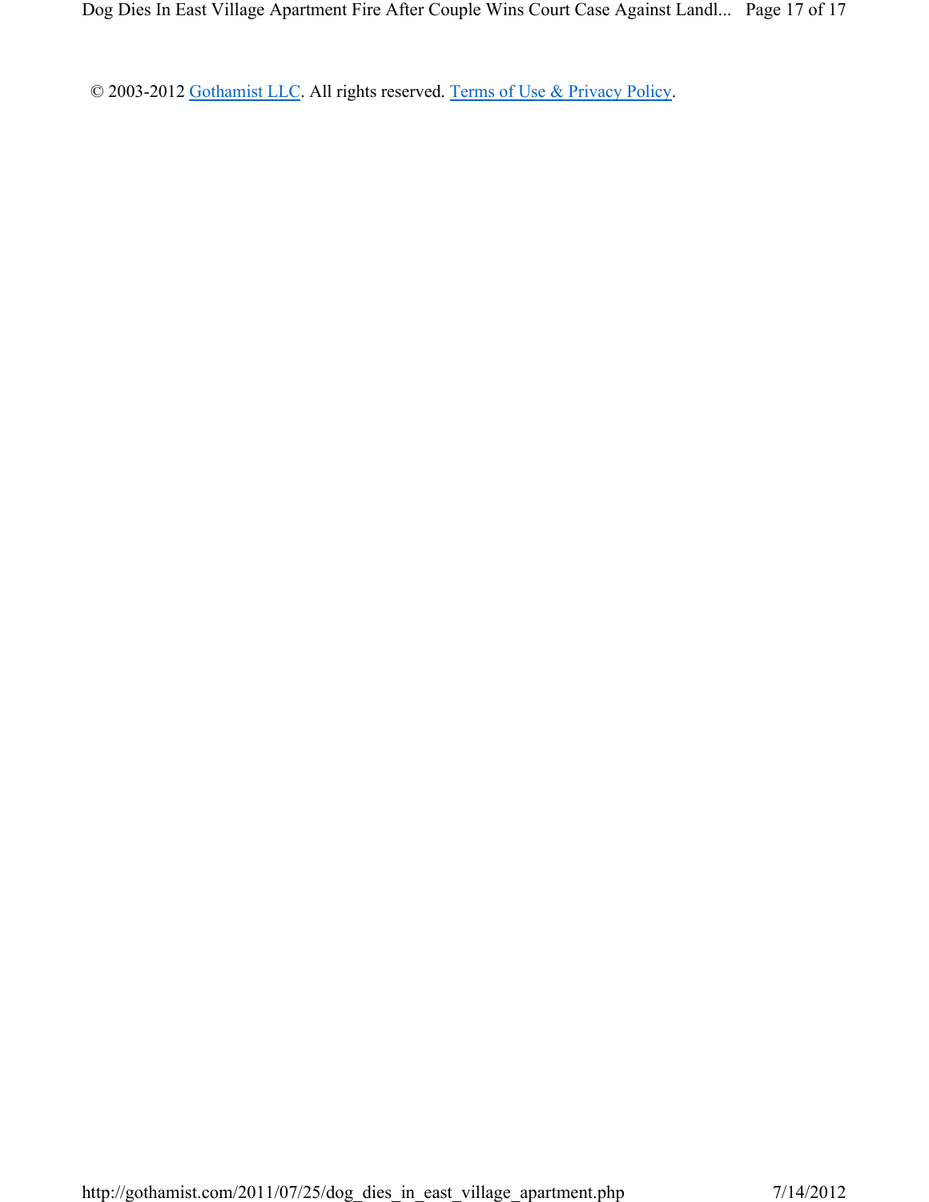© 2003-2012 Gothamist LLC. All rights reserved. Terms of Use & Privacy Policy.